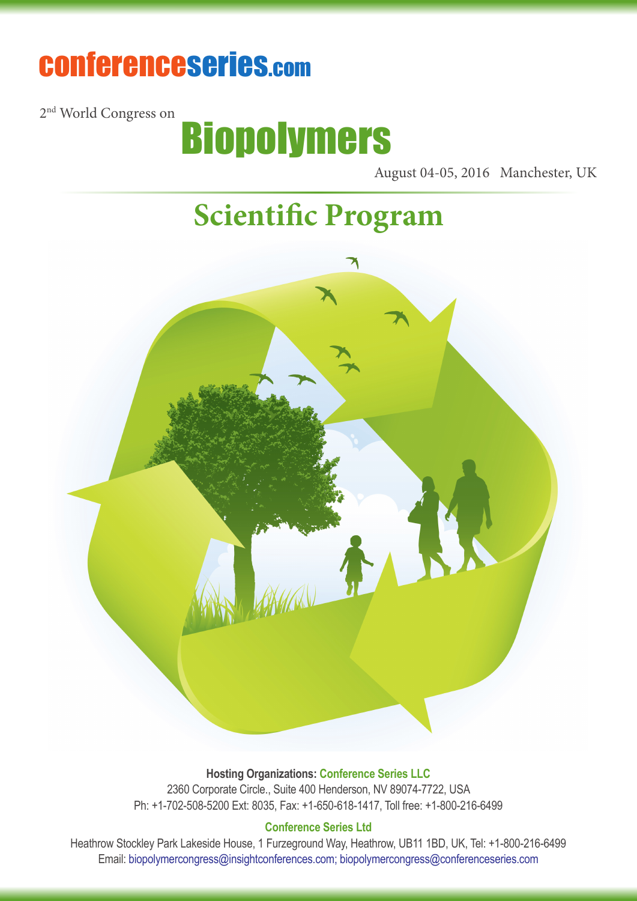conferenceseries.com

2nd World Congress on

# Biopolymers

August 04-05, 2016 Manchester, UK

## Scientific Program

**Hosting Organizations: Conference Series LLC**

2360 Corporate Circle., Suite 400 Henderson, NV 89074-7722, USA

Ph: +1-702-508-5200 Ext: 8035, Fax: +1-650-618-1417, Toll free: +1-800-216-6499

**Conference Series Ltd**

Heathrow Stockley Park Lakeside House, 1 Furzeground Way, Heathrow, UB11 1BD, UK, Tel: +1-800-216-6499

Email: biopolymercongress@insightconferences.com; biopolymercongress@conferenceseries.com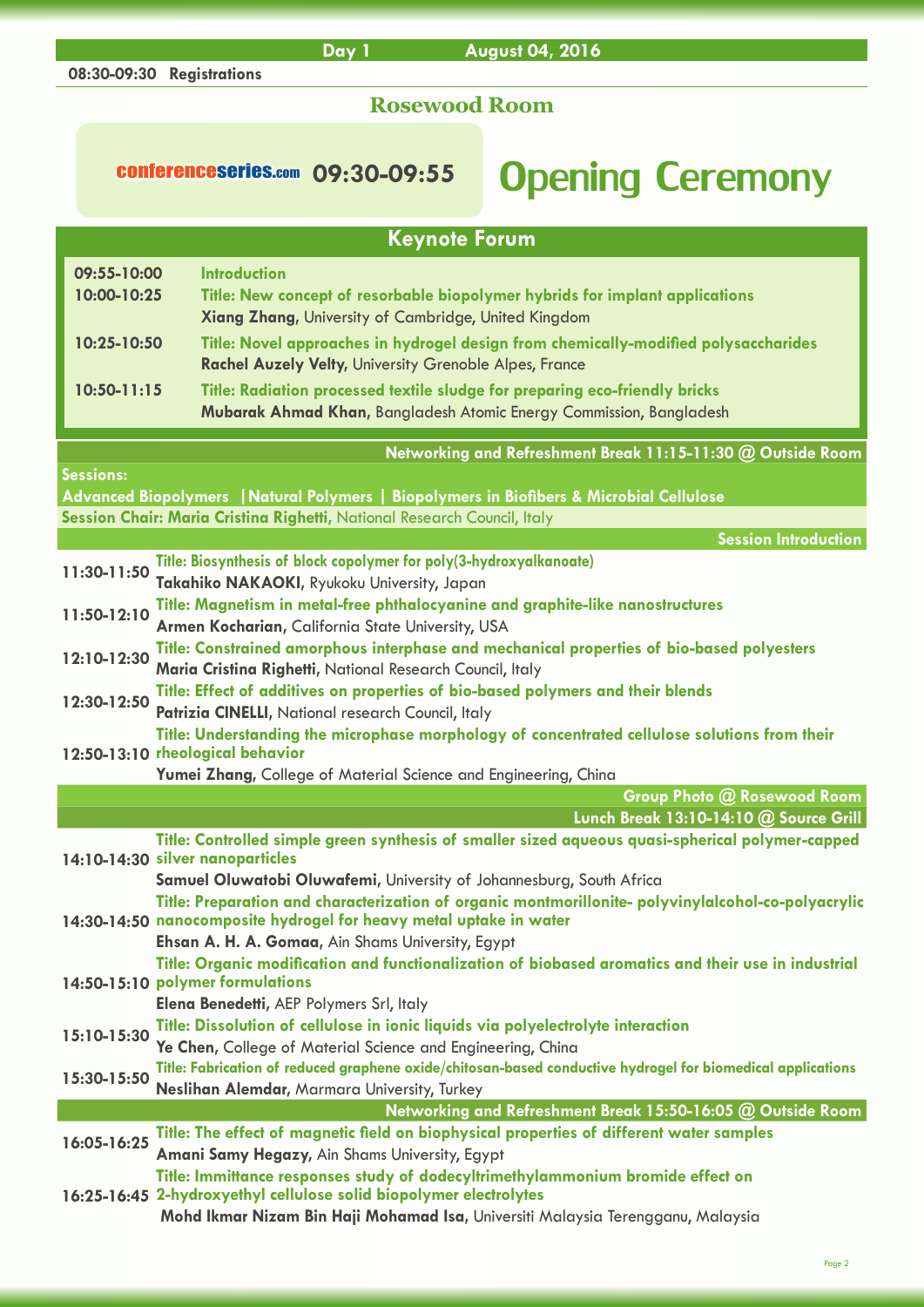## Day 1 August 04, 2016

**08:30-09:30 Registrations**

### Rosewood Room

**conferenceseries.com 09:30-09:55 Opening Ceremony**

## Keynote Forum

**09:55-10:00** Introduction

**10:00-10:25** Title: New concept of resorbable biopolymer hybrids for implant applications
**Xiang Zhang**, University of Cambridge, United Kingdom

**10:25-10:50** Title: Novel approaches in hydrogel design from chemically-modified polysaccharides
**Rachel Auzely Velty**, University Grenoble Alpes, France

**10:50-11:15** Title: Radiation processed textile sludge for preparing eco-friendly bricks
**Mubarak Ahmad Khan**, Bangladesh Atomic Energy Commission, Bangladesh

**Networking and Refreshment Break 11:15-11:30 @ Outside Room**

**Sessions:**
**Advanced Biopolymers | Natural Polymers | Biopolymers in Biofibers & Microbial Cellulose**
**Session Chair: Maria Cristina Righetti**, National Research Council, Italy

**Session Introduction**

**11:30-11:50** Title: Biosynthesis of block copolymer for poly(3-hydroxyalkanoate)
**Takahiko NAKAOKI**, Ryukoku University, Japan

**11:50-12:10** Title: Magnetism in metal-free phthalocyanine and graphite-like nanostructures
**Armen Kocharian**, California State University, USA

**12:10-12:30** Title: Constrained amorphous interphase and mechanical properties of bio-based polyesters
**Maria Cristina Righetti**, National Research Council, Italy

**12:30-12:50** Title: Effect of additives on properties of bio-based polymers and their blends
**Patrizia CINELLI**, National research Council, Italy

**12:50-13:10** Title: Understanding the microphase morphology of concentrated cellulose solutions from their rheological behavior
**Yumei Zhang**, College of Material Science and Engineering, China

**Group Photo @ Rosewood Room**

**Lunch Break 13:10-14:10 @ Source Grill**

**14:10-14:30** Title: Controlled simple green synthesis of smaller sized aqueous quasi-spherical polymer-capped silver nanoparticles
**Samuel Oluwatobi Oluwafemi**, University of Johannesburg, South Africa

**14:30-14:50** Title: Preparation and characterization of organic montmorillonite- polyvinylalcohol-co-polyacrylic nanocomposite hydrogel for heavy metal uptake in water
**Ehsan A. H. A. Gomaa**, Ain Shams University, Egypt

**14:50-15:10** Title: Organic modification and functionalization of biobased aromatics and their use in industrial polymer formulations
**Elena Benedetti**, AEP Polymers Srl, Italy

**15:10-15:30** Title: Dissolution of cellulose in ionic liquids via polyelectrolyte interaction
**Ye Chen**, College of Material Science and Engineering, China

**15:30-15:50** Title: Fabrication of reduced graphene oxide/chitosan-based conductive hydrogel for biomedical applications
**Neslihan Alemdar**, Marmara University, Turkey

**Networking and Refreshment Break 15:50-16:05 @ Outside Room**

**16:05-16:25** Title: The effect of magnetic field on biophysical properties of different water samples
**Amani Samy Hegazy**, Ain Shams University, Egypt

**16:25-16:45** Title: Immittance responses study of dodecyltrimethylammonium bromide effect on 2-hydroxyethyl cellulose solid biopolymer electrolytes
**Mohd Ikmar Nizam Bin Haji Mohamad Isa**, Universiti Malaysia Terengganu, Malaysia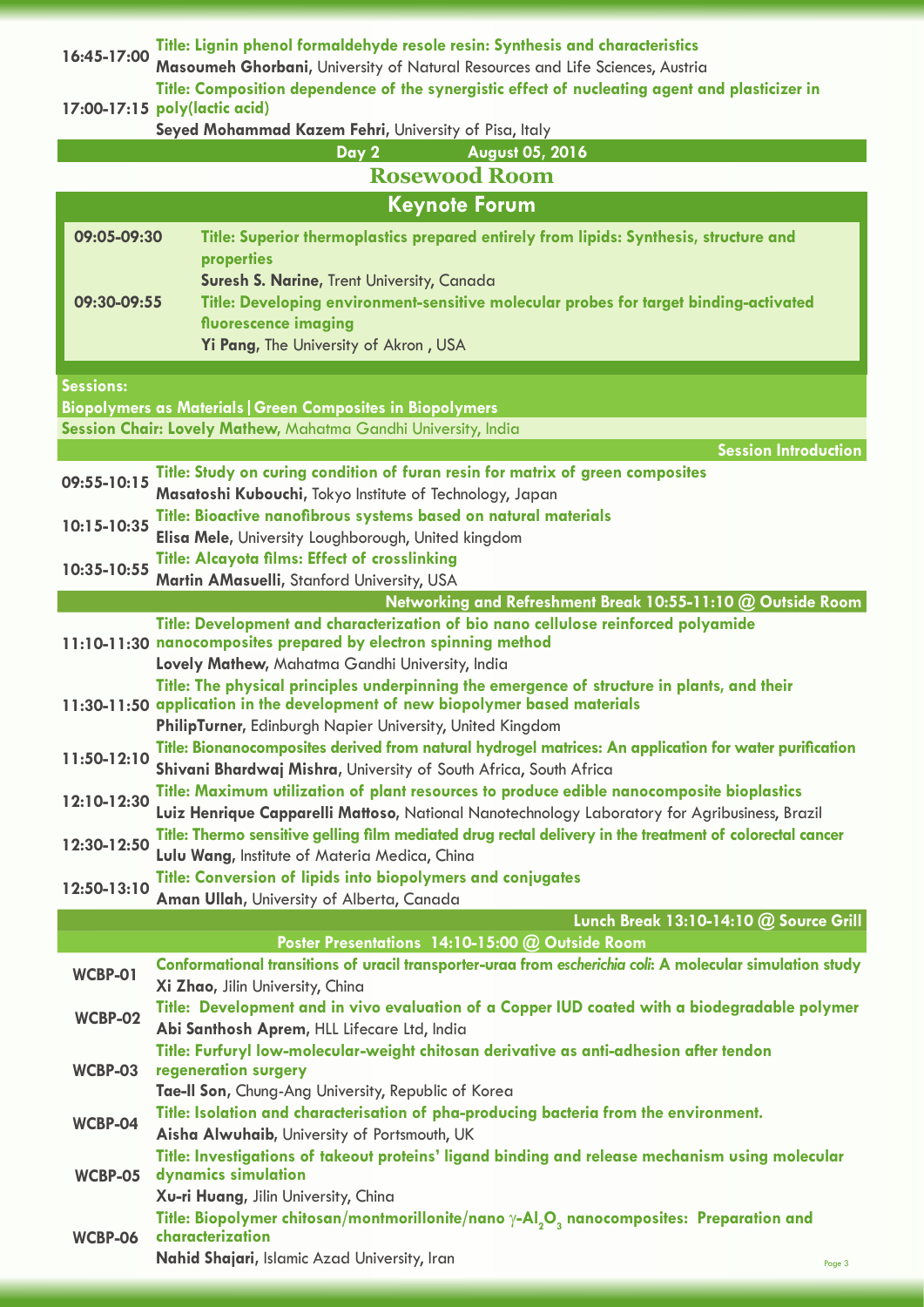**16:45-17:00** **Title: Lignin phenol formaldehyde resole resin: Synthesis and characteristics**
**Masoumeh Ghorbani**, University of Natural Resources and Life Sciences, Austria

**17:00-17:15** **Title: Composition dependence of the synergistic effect of nucleating agent and plasticizer in poly(lactic acid)**
**Seyed Mohammad Kazem Fehri**, University of Pisa, Italy

## Day 2 August 05, 2016

## Rosewood Room

### Keynote Forum

**09:05-09:30** **Title: Superior thermoplastics prepared entirely from lipids: Synthesis, structure and properties**
**Suresh S. Narine**, Trent University, Canada

**09:30-09:55** **Title: Developing environment-sensitive molecular probes for target binding-activated fluorescence imaging**
**Yi Pang**, The University of Akron , USA

### Sessions:

**Biopolymers as Materials | Green Composites in Biopolymers**

**Session Chair: Lovely Mathew**, Mahatma Gandhi University, India

**Session Introduction**

**09:55-10:15** **Title: Study on curing condition of furan resin for matrix of green composites**
**Masatoshi Kubouchi**, Tokyo Institute of Technology, Japan

**10:15-10:35** **Title: Bioactive nanofibrous systems based on natural materials**
**Elisa Mele**, University Loughborough, United kingdom

**10:35-10:55** **Title: Alcayota films: Effect of crosslinking**
**Martin AMasuelli**, Stanford University, USA

**Networking and Refreshment Break 10:55-11:10 @ Outside Room**

**11:10-11:30** **Title: Development and characterization of bio nano cellulose reinforced polyamide nanocomposites prepared by electron spinning method**
**Lovely Mathew**, Mahatma Gandhi University, India

**11:30-11:50** **Title: The physical principles underpinning the emergence of structure in plants, and their application in the development of new biopolymer based materials**
**PhilipTurner**, Edinburgh Napier University, United Kingdom

**11:50-12:10** **Title: Bionanocomposites derived from natural hydrogel matrices: An application for water purification**
**Shivani Bhardwaj Mishra**, University of South Africa, South Africa

**12:10-12:30** **Title: Maximum utilization of plant resources to produce edible nanocomposite bioplastics**
**Luiz Henrique Capparelli Mattoso**, National Nanotechnology Laboratory for Agribusiness, Brazil

**12:30-12:50** **Title: Thermo sensitive gelling film mediated drug rectal delivery in the treatment of colorectal cancer**
**Lulu Wang**, Institute of Materia Medica, China

**12:50-13:10** **Title: Conversion of lipids into biopolymers and conjugates**
**Aman Ullah**, University of Alberta, Canada

**Lunch Break 13:10-14:10 @ Source Grill**

**Poster Presentations 14:10-15:00 @ Outside Room**

**WCBP-01** **Title: Conformational transitions of uracil transporter-uraa from *escherichia coli*: A molecular simulation study**
**Xi Zhao**, Jilin University, China

**WCBP-02** **Title: Development and in vivo evaluation of a Copper IUD coated with a biodegradable polymer**
**Abi Santhosh Aprem**, HLL Lifecare Ltd, India

**WCBP-03** **Title: Furfuryl low-molecular-weight chitosan derivative as anti-adhesion after tendon regeneration surgery**
**Tae-Il Son**, Chung-Ang University, Republic of Korea

**WCBP-04** **Title: Isolation and characterisation of pha-producing bacteria from the environment.**
**Aisha Alwuhaib**, University of Portsmouth, UK

**WCBP-05** **Title: Investigations of takeout proteins' ligand binding and release mechanism using molecular dynamics simulation**
**Xu-ri Huang**, Jilin University, China

**WCBP-06** **Title: Biopolymer chitosan/montmorillonite/nano $\gamma$-$Al_2O_3$ nanocomposites: Preparation and characterization**
**Nahid Shajari**, Islamic Azad University, Iran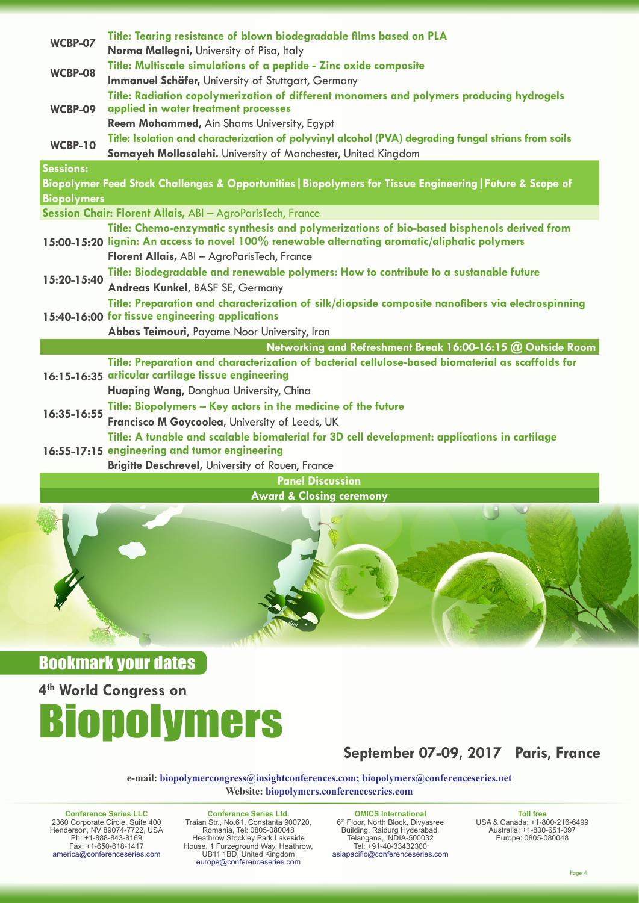| | |
|---|---|
| **WCBP-07** | **Title: Tearing resistance of blown biodegradable films based on PLA**<br>**Norma Mallegni**, University of Pisa, Italy |
| **WCBP-08** | **Title: Multiscale simulations of a peptide - Zinc oxide composite**<br>**Immanuel Schäfer**, University of Stuttgart, Germany |
| **WCBP-09** | **Title: Radiation copolymerization of different monomers and polymers producing hydrogels applied in water treatment processes**<br>**Reem Mohammed**, Ain Shams University, Egypt |
| **WCBP-10** | **Title: Isolation and characterization of polyvinyl alcohol (PVA) degrading fungal strians from soils**<br>**Somayeh Mollasalehi.** University of Manchester, United Kingdom |

**Sessions:**

**Biopolymer Feed Stock Challenges & Opportunities | Biopolymers for Tissue Engineering | Future & Scope of Biopolymers**

**Session Chair: Florent Allais**, ABI – AgroParisTech, France

| | |
|---|---|
| **15:00-15:20** | **Title: Chemo-enzymatic synthesis and polymerizations of bio-based bisphenols derived from lignin: An access to novel 100% renewable alternating aromatic/aliphatic polymers**<br>**Florent Allais**, ABI – AgroParisTech, France |
| **15:20-15:40** | **Title: Biodegradable and renewable polymers: How to contribute to a sustanable future**<br>**Andreas Kunkel**, BASF SE, Germany |
| **15:40-16:00** | **Title: Preparation and characterization of silk/diopside composite nanofibers via electrospinning for tissue engineering applications**<br>**Abbas Teimouri**, Payame Noor University, Iran |
| | **Networking and Refreshment Break 16:00-16:15 @ Outside Room** |
| **16:15-16:35** | **Title: Preparation and characterization of bacterial cellulose-based biomaterial as scaffolds for articular cartilage tissue engineering**<br>**Huaping Wang**, Donghua University, China |
| **16:35-16:55** | **Title: Biopolymers – Key actors in the medicine of the future**<br>**Francisco M Goycoolea**, University of Leeds, UK |
| **16:55-17:15** | **Title: A tunable and scalable biomaterial for 3D cell development: applications in cartilage engineering and tumor engineering**<br>**Brigitte Deschrevel**, University of Rouen, France |

**Panel Discussion**

**Award & Closing ceremony**

## Bookmark your dates

**4th World Congress on**

# Biopolymers

**September 07-09, 2017 Paris, France**

**e-mail:** biopolymercongress@insightconferences.com; biopolymers@conferenceseries.net
**Website:** biopolymers.conferenceseries.com

**Conference Series LLC**
2360 Corporate Circle, Suite 400
Henderson, NV 89074-7722, USA
Ph: +1-888-843-8169
Fax: +1-650-618-1417
america@conferenceseries.com

**Conference Series Ltd.**
Traian Str., No.61, Constanta 900720, Romania, Tel: 0805-080048
Heathrow Stockley Park Lakeside House, 1 Furzeground Way, Heathrow, UB11 1BD, United Kingdom
europe@conferenceseries.com

**OMICS International**
6th Floor, North Block, Divyasree Building, Raidurg Hyderabad, Telangana, INDIA-500032
Tel: +91-40-33432300
asiapacific@conferenceseries.com

**Toll free**
USA & Canada: +1-800-216-6499
Australia: +1-800-651-097
Europe: 0805-080048